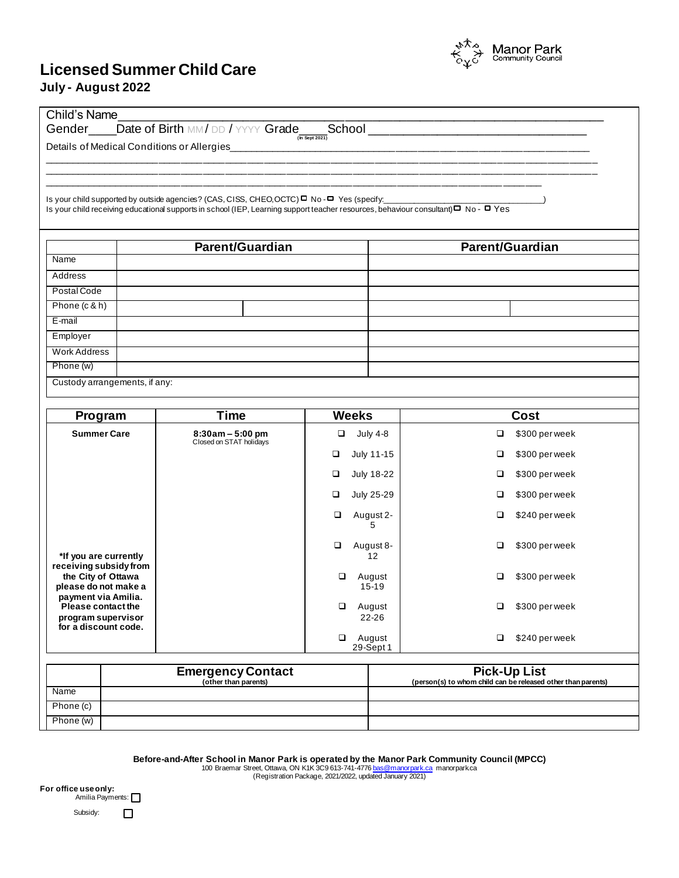Manor Park Community Council

# Licensed Summer Child Care

## July - August 2022

Child's Name________________________________________________

Gender____Date of Birth MM / DD / YYYY Grade____ (In Sept 2021) School ______________________________

Details of Medical Conditions or Allergies________________________________________________

________________________________________________________________________________

________________________________________________________________________________

________________________________________________________________________________

Is your child supported by outside agencies? (CAS, CISS, CHEO,OCTC) ☐ No - ☐ Yes (specify:______________________________)

Is your child receiving educational supports in school (IEP, Learning support teacher resources, behaviour consultant) ☐ No - ☐ Yes

| | Parent/Guardian | | Parent/Guardian | |
|---|---|---|---|---|
| Name | | | | |
| Address | | | | |
| Postal Code | | | | |
| Phone (c & h) | | | | |
| E-mail | | | | |
| Employer | | | | |
| Work Address | | | | |
| Phone (w) | | | | |

Custody arrangements, if any:

| Program | Time | Weeks | Cost |
|---|---|---|---|
| **Summer Care** | **8:30am – 5:00 pm** Closed on STAT holidays | ☐ July 4-8 | ☐ $300 per week |
| | | ☐ July 11-15 | ☐ $300 per week |
| | | ☐ July 18-22 | ☐ $300 per week |
| | | ☐ July 25-29 | ☐ $300 per week |
| | | ☐ August 2-5 | ☐ $240 per week |
| **\*If you are currently receiving subsidy from the City of Ottawa please do not make a payment via Amilia. Please contact the program supervisor for a discount code.** | | ☐ August 8-12 | ☐ $300 per week |
| | | ☐ August 15-19 | ☐ $300 per week |
| | | ☐ August 22-26 | ☐ $300 per week |
| | | ☐ August 29-Sept 1 | ☐ $240 per week |

| | Emergency Contact (other than parents) | Pick-Up List (person(s) to whom child can be released other than parents) |
|---|---|---|
| Name | | |
| Phone (c) | | |
| Phone (w) | | |

**Before-and-After School in Manor Park is operated by the Manor Park Community Council (MPCC)**

100 Braemar Street, Ottawa, ON K1K 3C9 613-741-4776 bas@manorpark.ca manorpark.ca

(Registration Package, 2021/2022, updated January 2021)

**For office use only:**

Amilia Payments: ☐

Subsidy: ☐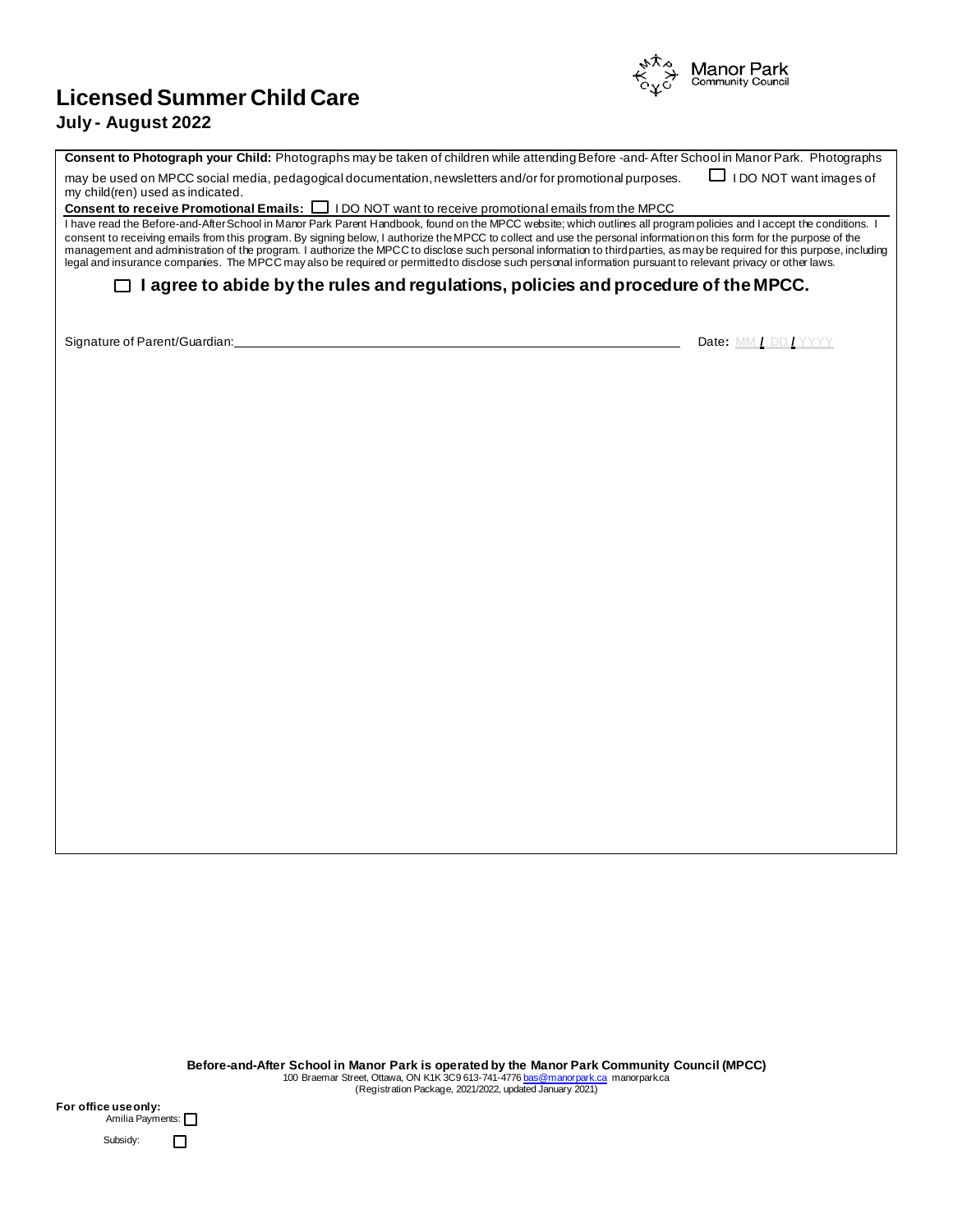# Licensed Summer Child Care

## July - August 2022

Manor Park Community Council

**Consent to Photograph your Child:** Photographs may be taken of children while attending Before -and- After School in Manor Park. Photographs may be used on MPCC social media, pedagogical documentation, newsletters and/or for promotional purposes. ☐ I DO NOT want images of my child(ren) used as indicated.

**Consent to receive Promotional Emails:** ☐ I DO NOT want to receive promotional emails from the MPCC

I have read the Before-and-After School in Manor Park Parent Handbook, found on the MPCC website; which outlines all program policies and I accept the conditions. I consent to receiving emails from this program. By signing below, I authorize the MPCC to collect and use the personal information on this form for the purpose of the management and administration of the program. I authorize the MPCC to disclose such personal information to third parties, as may be required for this purpose, including legal and insurance companies. The MPCC may also be required or permitted to disclose such personal information pursuant to relevant privacy or other laws.

☐ **I agree to abide by the rules and regulations, policies and procedure of the MPCC.**

Signature of Parent/Guardian: ______________________________ Date: MM / DD / YYYY

**Before-and-After School in Manor Park is operated by the Manor Park Community Council (MPCC)**
100 Braemar Street, Ottawa, ON K1K 3C9 613-741-4776 bas@manorpark.ca manorpark.ca
(Registration Package, 2021/2022, updated January 2021)

**For office use only:**
Amilia Payments: ☐
Subsidy: ☐